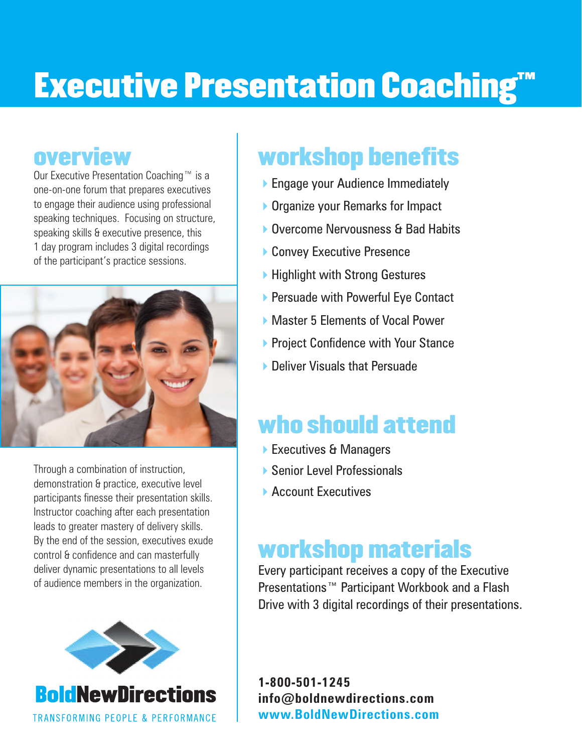# Executive Presentation Coaching™

## overview

Our Executive Presentation Coaching™ is a one-on-one forum that prepares executives to engage their audience using professional speaking techniques. Focusing on structure, speaking skills & executive presence, this 1 day program includes 3 digital recordings of the participant's practice sessions.

Through a combination of instruction, demonstration & practice, executive level participants finesse their presentation skills. Instructor coaching after each presentation leads to greater mastery of delivery skills. By the end of the session, executives exude control & confidence and can masterfully deliver dynamic presentations to all levels of audience members in the organization.

BoldNewDirections

TRANSFORMING PEOPLE & PERFORMANCE

## workshop benefits

- Engage your Audience Immediately
- Organize your Remarks for Impact
- Overcome Nervousness & Bad Habits
- Convey Executive Presence
- Highlight with Strong Gestures
- Persuade with Powerful Eye Contact
- Master 5 Elements of Vocal Power
- Project Confidence with Your Stance
- Deliver Visuals that Persuade

## who should attend

- Executives & Managers
- Senior Level Professionals
- Account Executives

## workshop materials

Every participant receives a copy of the Executive Presentations™ Participant Workbook and a Flash Drive with 3 digital recordings of their presentations.

**1-800-501-1245**
**info@boldnewdirections.com**
**www.BoldNewDirections.com**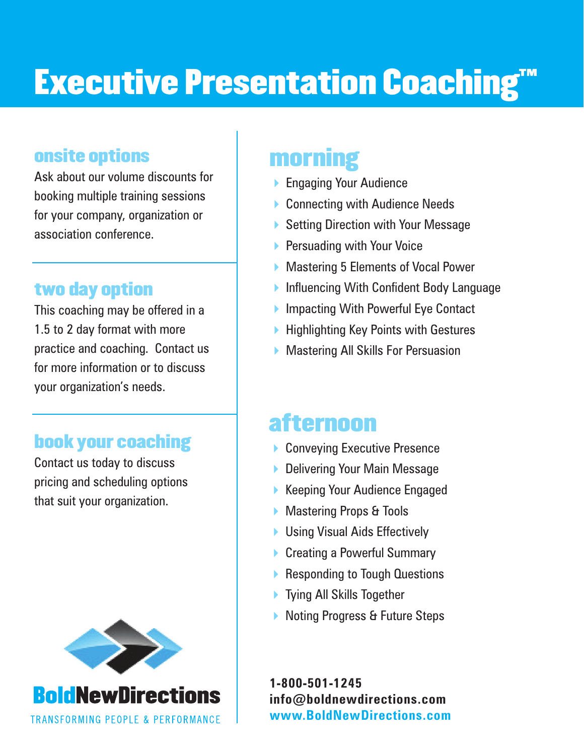# Executive Presentation Coaching™

## onsite options

Ask about our volume discounts for booking multiple training sessions for your company, organization or association conference.

## two day option

This coaching may be offered in a 1.5 to 2 day format with more practice and coaching. Contact us for more information or to discuss your organization's needs.

## book your coaching

Contact us today to discuss pricing and scheduling options that suit your organization.

**BoldNewDirections**

TRANSFORMING PEOPLE & PERFORMANCE

## morning

- Engaging Your Audience
- Connecting with Audience Needs
- Setting Direction with Your Message
- Persuading with Your Voice
- Mastering 5 Elements of Vocal Power
- Influencing With Confident Body Language
- Impacting With Powerful Eye Contact
- Highlighting Key Points with Gestures
- Mastering All Skills For Persuasion

## afternoon

- Conveying Executive Presence
- Delivering Your Main Message
- Keeping Your Audience Engaged
- Mastering Props & Tools
- Using Visual Aids Effectively
- Creating a Powerful Summary
- Responding to Tough Questions
- Tying All Skills Together
- Noting Progress & Future Steps

**1-800-501-1245**
**info@boldnewdirections.com**
**www.BoldNewDirections.com**